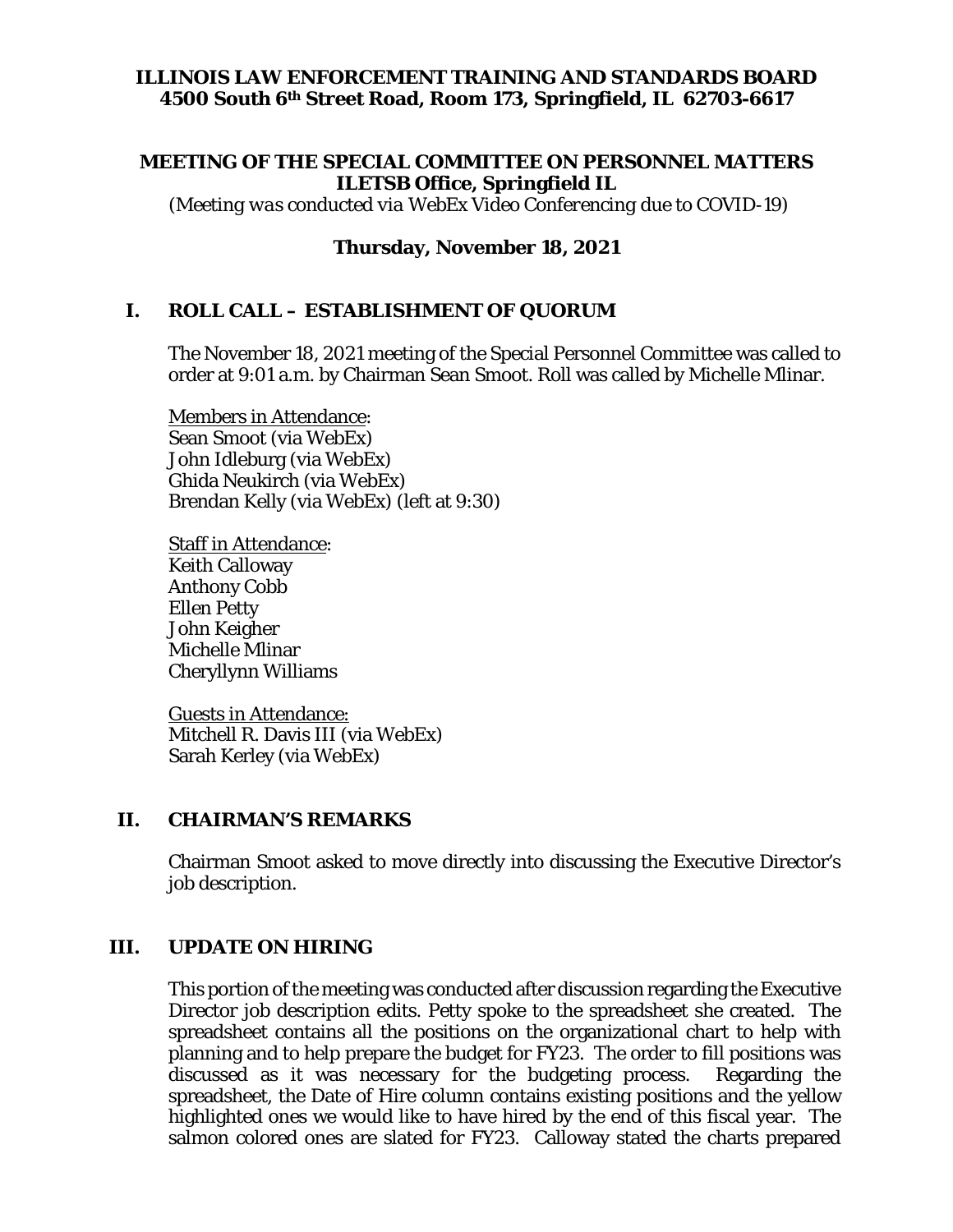**ILLINOIS LAW ENFORCEMENT TRAINING AND STANDARDS BOARD**
**4500 South 6th Street Road, Room 173, Springfield, IL 62703-6617**

**MEETING OF THE SPECIAL COMMITTEE ON PERSONNEL MATTERS**
**ILETSB Office, Springfield IL**
*(Meeting was conducted via WebEx Video Conferencing due to COVID-19)*

**Thursday, November 18, 2021**

## I. ROLL CALL – ESTABLISHMENT OF QUORUM

The November 18, 2021 meeting of the Special Personnel Committee was called to order at 9:01 a.m. by Chairman Sean Smoot. Roll was called by Michelle Mlinar.

Members in Attendance:
Sean Smoot (via WebEx)
John Idleburg (via WebEx)
Ghida Neukirch (via WebEx)
Brendan Kelly (via WebEx) (left at 9:30)

Staff in Attendance:
Keith Calloway
Anthony Cobb
Ellen Petty
John Keigher
Michelle Mlinar
Cheryllynn Williams

Guests in Attendance:
Mitchell R. Davis III (via WebEx)
Sarah Kerley (via WebEx)

## II. CHAIRMAN'S REMARKS

Chairman Smoot asked to move directly into discussing the Executive Director's job description.

## III. UPDATE ON HIRING

This portion of the meeting was conducted after discussion regarding the Executive Director job description edits. Petty spoke to the spreadsheet she created. The spreadsheet contains all the positions on the organizational chart to help with planning and to help prepare the budget for FY23. The order to fill positions was discussed as it was necessary for the budgeting process. Regarding the spreadsheet, the Date of Hire column contains existing positions and the yellow highlighted ones we would like to have hired by the end of this fiscal year. The salmon colored ones are slated for FY23. Calloway stated the charts prepared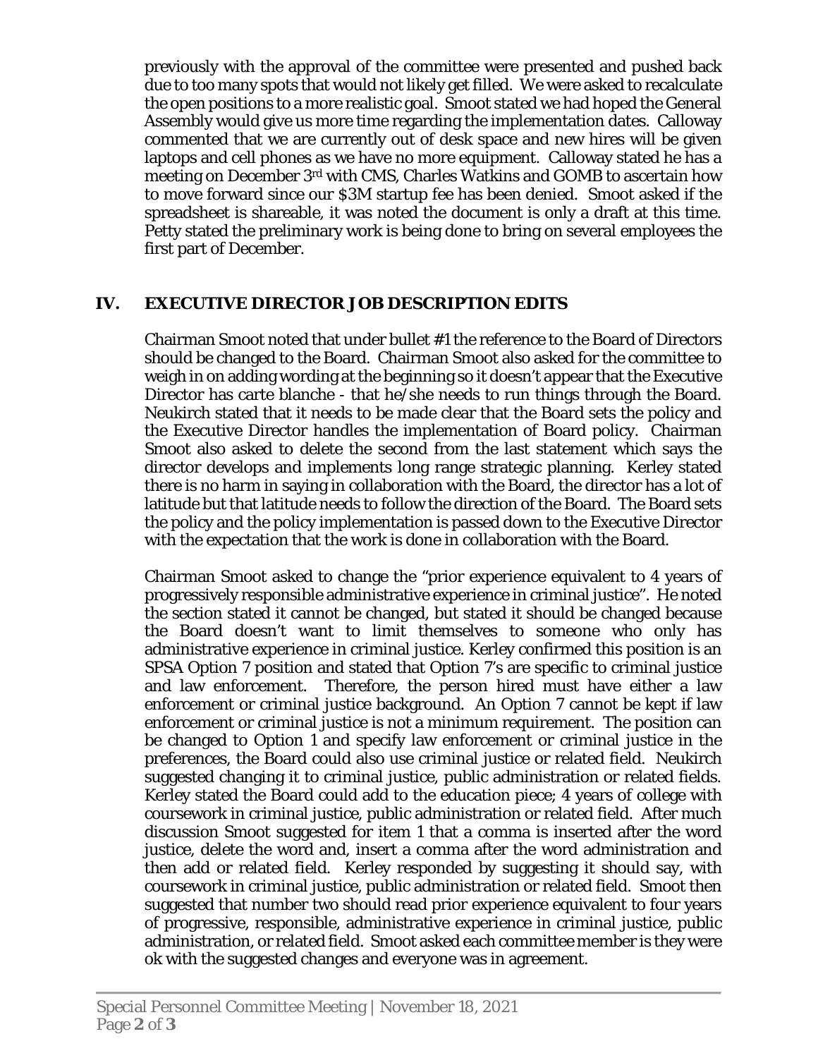previously with the approval of the committee were presented and pushed back due to too many spots that would not likely get filled. We were asked to recalculate the open positions to a more realistic goal. Smoot stated we had hoped the General Assembly would give us more time regarding the implementation dates. Calloway commented that we are currently out of desk space and new hires will be given laptops and cell phones as we have no more equipment. Calloway stated he has a meeting on December 3rd with CMS, Charles Watkins and GOMB to ascertain how to move forward since our $3M startup fee has been denied. Smoot asked if the spreadsheet is shareable, it was noted the document is only a draft at this time. Petty stated the preliminary work is being done to bring on several employees the first part of December.

## IV. EXECUTIVE DIRECTOR JOB DESCRIPTION EDITS

Chairman Smoot noted that under bullet #1 the reference to the Board of Directors should be changed to the Board. Chairman Smoot also asked for the committee to weigh in on adding wording at the beginning so it doesn't appear that the Executive Director has carte blanche - that he/she needs to run things through the Board. Neukirch stated that it needs to be made clear that the Board sets the policy and the Executive Director handles the implementation of Board policy. Chairman Smoot also asked to delete the second from the last statement which says the director develops and implements long range strategic planning. Kerley stated there is no harm in saying in collaboration with the Board, the director has a lot of latitude but that latitude needs to follow the direction of the Board. The Board sets the policy and the policy implementation is passed down to the Executive Director with the expectation that the work is done in collaboration with the Board.

Chairman Smoot asked to change the "prior experience equivalent to 4 years of progressively responsible administrative experience in criminal justice". He noted the section stated it cannot be changed, but stated it should be changed because the Board doesn't want to limit themselves to someone who only has administrative experience in criminal justice. Kerley confirmed this position is an SPSA Option 7 position and stated that Option 7's are specific to criminal justice and law enforcement. Therefore, the person hired must have either a law enforcement or criminal justice background. An Option 7 cannot be kept if law enforcement or criminal justice is not a minimum requirement. The position can be changed to Option 1 and specify law enforcement or criminal justice in the preferences, the Board could also use criminal justice or related field. Neukirch suggested changing it to criminal justice, public administration or related fields. Kerley stated the Board could add to the education piece; 4 years of college with coursework in criminal justice, public administration or related field. After much discussion Smoot suggested for item 1 that a comma is inserted after the word justice, delete the word and, insert a comma after the word administration and then add or related field. Kerley responded by suggesting it should say, with coursework in criminal justice, public administration or related field. Smoot then suggested that number two should read prior experience equivalent to four years of progressive, responsible, administrative experience in criminal justice, public administration, or related field. Smoot asked each committee member is they were ok with the suggested changes and everyone was in agreement.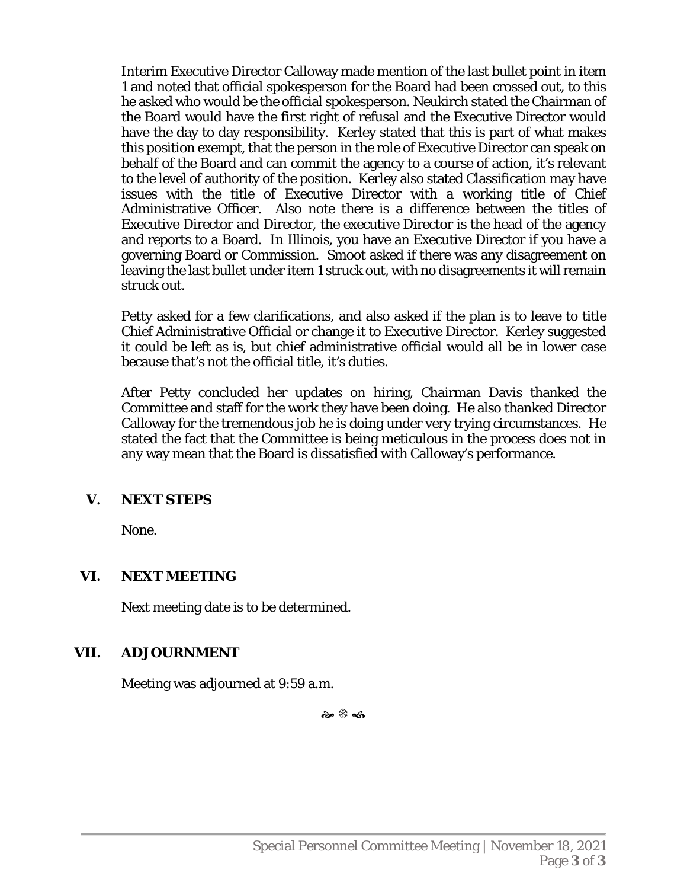Interim Executive Director Calloway made mention of the last bullet point in item 1 and noted that official spokesperson for the Board had been crossed out, to this he asked who would be the official spokesperson. Neukirch stated the Chairman of the Board would have the first right of refusal and the Executive Director would have the day to day responsibility. Kerley stated that this is part of what makes this position exempt, that the person in the role of Executive Director can speak on behalf of the Board and can commit the agency to a course of action, it's relevant to the level of authority of the position. Kerley also stated Classification may have issues with the title of Executive Director with a working title of Chief Administrative Officer. Also note there is a difference between the titles of Executive Director and Director, the executive Director is the head of the agency and reports to a Board. In Illinois, you have an Executive Director if you have a governing Board or Commission. Smoot asked if there was any disagreement on leaving the last bullet under item 1 struck out, with no disagreements it will remain struck out.

Petty asked for a few clarifications, and also asked if the plan is to leave to title Chief Administrative Official or change it to Executive Director. Kerley suggested it could be left as is, but chief administrative official would all be in lower case because that's not the official title, it's duties.

After Petty concluded her updates on hiring, Chairman Davis thanked the Committee and staff for the work they have been doing. He also thanked Director Calloway for the tremendous job he is doing under very trying circumstances. He stated the fact that the Committee is being meticulous in the process does not in any way mean that the Board is dissatisfied with Calloway's performance.

## V. NEXT STEPS

None.

## VI. NEXT MEETING

Next meeting date is to be determined.

## VII. ADJOURNMENT

Meeting was adjourned at 9:59 a.m.